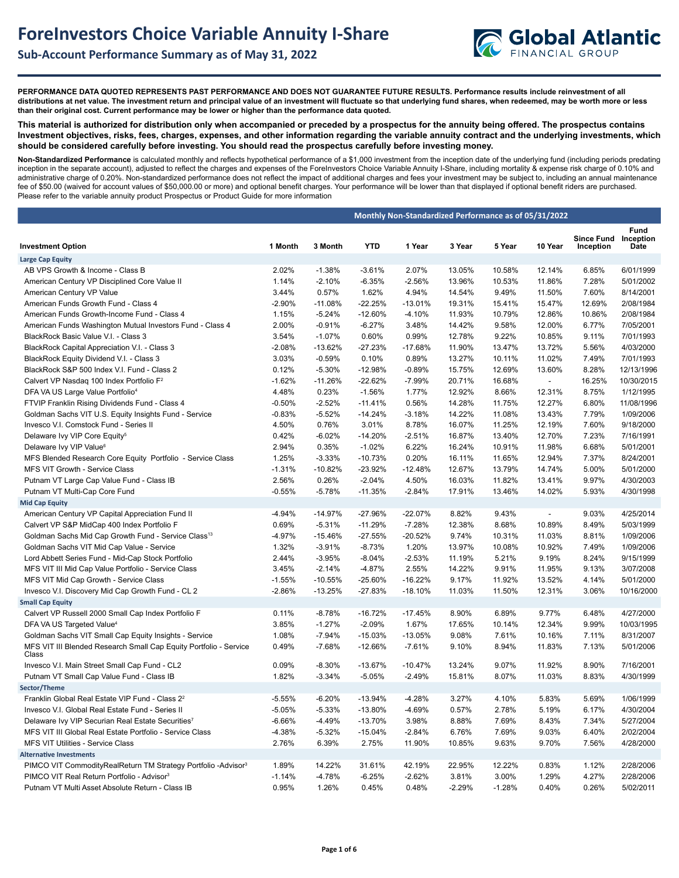# ForeInvestors Choice Variable Annuity I-Share

## Sub-Account Performance Summary as of May 31, 2022

**PERFORMANCE DATA QUOTED REPRESENTS PAST PERFORMANCE AND DOES NOT GUARANTEE FUTURE RESULTS. Performance results include reinvestment of all distributions at net value. The investment return and principal value of an investment will fluctuate so that underlying fund shares, when redeemed, may be worth more or less than their original cost. Current performance may be lower or higher than the performance data quoted.**

**This material is authorized for distribution only when accompanied or preceded by a prospectus for the annuity being offered. The prospectus contains Investment objectives, risks, fees, charges, expenses, and other information regarding the variable annuity contract and the underlying investments, which should be considered carefully before investing. You should read the prospectus carefully before investing money.**

**Non-Standardized Performance** is calculated monthly and reflects hypothetical performance of a $1,000 investment from the inception date of the underlying fund (including periods predating inception in the separate account), adjusted to reflect the charges and expenses of the ForeInvestors Choice Variable Annuity I-Share, including mortality & expense risk charge of 0.10% and administrative charge of 0.20%. Non-standardized performance does not reflect the impact of additional charges and fees your investment may be subject to, including an annual maintenance fee of $50.00 (waived for account values of $50,000.00 or more) and optional benefit charges. Your performance will be lower than that displayed if optional benefit riders are purchased. Please refer to the variable annuity product Prospectus or Product Guide for more information

| | Monthly Non-Standardized Performance as of 05/31/2022 | | | | | | | | |
|---|---|---|---|---|---|---|---|---|---|
| **Investment Option** | **1 Month** | **3 Month** | **YTD** | **1 Year** | **3 Year** | **5 Year** | **10 Year** | **Since Fund Inception** | **Fund Inception Date** |
| **Large Cap Equity** | | | | | | | | | |
| AB VPS Growth & Income - Class B | 2.02% | -1.38% | -3.61% | 2.07% | 13.05% | 10.58% | 12.14% | 6.85% | 6/01/1999 |
| American Century VP Disciplined Core Value II | 1.14% | -2.10% | -6.35% | -2.56% | 13.96% | 10.53% | 11.86% | 7.28% | 5/01/2002 |
| American Century VP Value | 3.44% | 0.57% | 1.62% | 4.94% | 14.54% | 9.49% | 11.50% | 7.60% | 8/14/2001 |
| American Funds Growth Fund - Class 4 | -2.90% | -11.08% | -22.25% | -13.01% | 19.31% | 15.41% | 15.47% | 12.69% | 2/08/1984 |
| American Funds Growth-Income Fund - Class 4 | 1.15% | -5.24% | -12.60% | -4.10% | 11.93% | 10.79% | 12.86% | 10.86% | 2/08/1984 |
| American Funds Washington Mutual Investors Fund - Class 4 | 2.00% | -0.91% | -6.27% | 3.48% | 14.42% | 9.58% | 12.00% | 6.77% | 7/05/2001 |
| BlackRock Basic Value V.I. - Class 3 | 3.54% | -1.07% | 0.60% | 0.99% | 12.78% | 9.22% | 10.85% | 9.11% | 7/01/1993 |
| BlackRock Capital Appreciation V.I. - Class 3 | -2.08% | -13.62% | -27.23% | -17.68% | 11.90% | 13.47% | 13.72% | 5.56% | 4/03/2000 |
| BlackRock Equity Dividend V.I. - Class 3 | 3.03% | -0.59% | 0.10% | 0.89% | 13.27% | 10.11% | 11.02% | 7.49% | 7/01/1993 |
| BlackRock S&P 500 Index V.I. Fund - Class 2 | 0.12% | -5.30% | -12.98% | -0.89% | 15.75% | 12.69% | 13.60% | 8.28% | 12/13/1996 |
| Calvert VP Nasdaq 100 Index Portfolio F[2] | -1.62% | -11.26% | -22.62% | -7.99% | 20.71% | 16.68% | - | 16.25% | 10/30/2015 |
| DFA VA US Large Value Portfolio[4] | 4.48% | 0.23% | -1.56% | 1.77% | 12.92% | 8.66% | 12.31% | 8.75% | 1/12/1995 |
| FTVIP Franklin Rising Dividends Fund - Class 4 | -0.50% | -2.52% | -11.41% | 0.56% | 14.28% | 11.75% | 12.27% | 6.80% | 11/08/1996 |
| Goldman Sachs VIT U.S. Equity Insights Fund - Service | -0.83% | -5.52% | -14.24% | -3.18% | 14.22% | 11.08% | 13.43% | 7.79% | 1/09/2006 |
| Invesco V.I. Comstock Fund - Series II | 4.50% | 0.76% | 3.01% | 8.78% | 16.07% | 11.25% | 12.19% | 7.60% | 9/18/2000 |
| Delaware Ivy VIP Core Equity[5] | 0.42% | -6.02% | -14.20% | -2.51% | 16.87% | 13.40% | 12.70% | 7.23% | 7/16/1991 |
| Delaware Ivy VIP Value[6] | 2.94% | 0.35% | -1.02% | 6.22% | 16.24% | 10.91% | 11.98% | 6.68% | 5/01/2001 |
| MFS Blended Research Core Equity Portfolio - Service Class | 1.25% | -3.33% | -10.73% | 0.20% | 16.11% | 11.65% | 12.94% | 7.37% | 8/24/2001 |
| MFS VIT Growth - Service Class | -1.31% | -10.82% | -23.92% | -12.48% | 12.67% | 13.79% | 14.74% | 5.00% | 5/01/2000 |
| Putnam VT Large Cap Value Fund - Class IB | 2.56% | 0.26% | -2.04% | 4.50% | 16.03% | 11.82% | 13.41% | 9.97% | 4/30/2003 |
| Putnam VT Multi-Cap Core Fund | -0.55% | -5.78% | -11.35% | -2.84% | 17.91% | 13.46% | 14.02% | 5.93% | 4/30/1998 |
| **Mid Cap Equity** | | | | | | | | | |
| American Century VP Capital Appreciation Fund II | -4.94% | -14.97% | -27.96% | -22.07% | 8.82% | 9.43% | - | 9.03% | 4/25/2014 |
| Calvert VP S&P MidCap 400 Index Portfolio F | 0.69% | -5.31% | -11.29% | -7.28% | 12.38% | 8.68% | 10.89% | 8.49% | 5/03/1999 |
| Goldman Sachs Mid Cap Growth Fund - Service Class[13] | -4.97% | -15.46% | -27.55% | -20.52% | 9.74% | 10.31% | 11.03% | 8.81% | 1/09/2006 |
| Goldman Sachs VIT Mid Cap Value - Service | 1.32% | -3.91% | -8.73% | 1.20% | 13.97% | 10.08% | 10.92% | 7.49% | 1/09/2006 |
| Lord Abbett Series Fund - Mid-Cap Stock Portfolio | 2.44% | -3.95% | -8.04% | -2.53% | 11.19% | 5.21% | 9.19% | 8.24% | 9/15/1999 |
| MFS VIT III Mid Cap Value Portfolio - Service Class | 3.45% | -2.14% | -4.87% | 2.55% | 14.22% | 9.91% | 11.95% | 9.13% | 3/07/2008 |
| MFS VIT Mid Cap Growth - Service Class | -1.55% | -10.55% | -25.60% | -16.22% | 9.17% | 11.92% | 13.52% | 4.14% | 5/01/2000 |
| Invesco V.I. Discovery Mid Cap Growth Fund - CL 2 | -2.86% | -13.25% | -27.83% | -18.10% | 11.03% | 11.50% | 12.31% | 3.06% | 10/16/2000 |
| **Small Cap Equity** | | | | | | | | | |
| Calvert VP Russell 2000 Small Cap Index Portfolio F | 0.11% | -8.78% | -16.72% | -17.45% | 8.90% | 6.89% | 9.77% | 6.48% | 4/27/2000 |
| DFA VA US Targeted Value[4] | 3.85% | -1.27% | -2.09% | 1.67% | 17.65% | 10.14% | 12.34% | 9.99% | 10/03/1995 |
| Goldman Sachs VIT Small Cap Equity Insights - Service | 1.08% | -7.94% | -15.03% | -13.05% | 9.08% | 7.61% | 10.16% | 7.11% | 8/31/2007 |
| MFS VIT III Blended Research Small Cap Equity Portfolio - Service Class | 0.49% | -7.68% | -12.66% | -7.61% | 9.10% | 8.94% | 11.83% | 7.13% | 5/01/2006 |
| Invesco V.I. Main Street Small Cap Fund - CL2 | 0.09% | -8.30% | -13.67% | -10.47% | 13.24% | 9.07% | 11.92% | 8.90% | 7/16/2001 |
| Putnam VT Small Cap Value Fund - Class IB | 1.82% | -3.34% | -5.05% | -2.49% | 15.81% | 8.07% | 11.03% | 8.83% | 4/30/1999 |
| **Sector/Theme** | | | | | | | | | |
| Franklin Global Real Estate VIP Fund - Class 2[2] | -5.55% | -6.20% | -13.94% | -4.28% | 3.27% | 4.10% | 5.83% | 5.69% | 1/06/1999 |
| Invesco V.I. Global Real Estate Fund - Series II | -5.05% | -5.33% | -13.80% | -4.69% | 0.57% | 2.78% | 5.19% | 6.17% | 4/30/2004 |
| Delaware Ivy VIP Securian Real Estate Securities[7] | -6.66% | -4.49% | -13.70% | 3.98% | 8.88% | 7.69% | 8.43% | 7.34% | 5/27/2004 |
| MFS VIT III Global Real Estate Portfolio - Service Class | -4.38% | -5.32% | -15.04% | -2.84% | 6.76% | 7.69% | 9.03% | 6.40% | 2/02/2004 |
| MFS VIT Utilities - Service Class | 2.76% | 6.39% | 2.75% | 11.90% | 10.85% | 9.63% | 9.70% | 7.56% | 4/28/2000 |
| **Alternative Investments** | | | | | | | | | |
| PIMCO VIT CommodityRealReturn TM Strategy Portfolio -Advisor[3] | 1.89% | 14.22% | 31.61% | 42.19% | 22.95% | 12.22% | 0.83% | 1.12% | 2/28/2006 |
| PIMCO VIT Real Return Portfolio - Advisor[3] | -1.14% | -4.78% | -6.25% | -2.62% | 3.81% | 3.00% | 1.29% | 4.27% | 2/28/2006 |
| Putnam VT Multi Asset Absolute Return - Class IB | 0.95% | 1.26% | 0.45% | 0.48% | -2.29% | -1.28% | 0.40% | 0.26% | 5/02/2011 |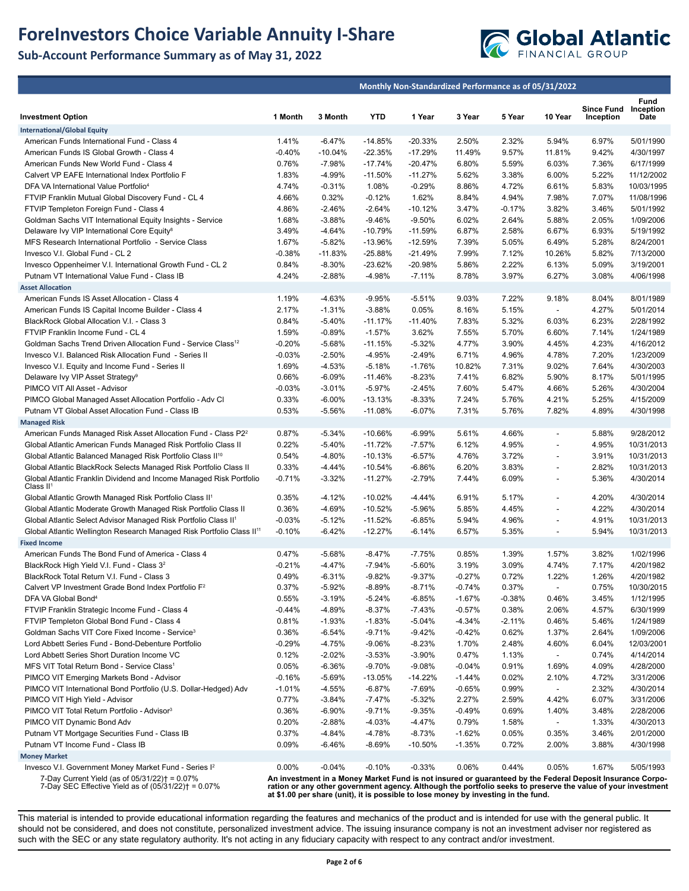# ForeInvestors Choice Variable Annuity I-Share

## Sub-Account Performance Summary as of May 31, 2022

| | Monthly Non-Standardized Performance as of 05/31/2022 | | | | | | | | |
|---|---|---|---|---|---|---|---|---|---|
| **Investment Option** | **1 Month** | **3 Month** | **YTD** | **1 Year** | **3 Year** | **5 Year** | **10 Year** | **Since Fund Inception** | **Fund Inception Date** |
| **International/Global Equity** | | | | | | | | | |
| American Funds International Fund - Class 4 | 1.41% | -6.47% | -14.85% | -20.33% | 2.50% | 2.32% | 5.94% | 6.97% | 5/01/1990 |
| American Funds IS Global Growth - Class 4 | -0.40% | -10.04% | -22.35% | -17.29% | 11.49% | 9.57% | 11.81% | 9.42% | 4/30/1997 |
| American Funds New World Fund - Class 4 | 0.76% | -7.98% | -17.74% | -20.47% | 6.80% | 5.59% | 6.03% | 7.36% | 6/17/1999 |
| Calvert VP EAFE International Index Portfolio F | 1.83% | -4.99% | -11.50% | -11.27% | 5.62% | 3.38% | 6.00% | 5.22% | 11/12/2002 |
| DFA VA International Value Portfolio[4] | 4.74% | -0.31% | 1.08% | -0.29% | 8.86% | 4.72% | 6.61% | 5.83% | 10/03/1995 |
| FTVIP Franklin Mutual Global Discovery Fund - CL 4 | 4.66% | 0.32% | -0.12% | 1.62% | 8.84% | 4.94% | 7.98% | 7.07% | 11/08/1996 |
| FTVIP Templeton Foreign Fund - Class 4 | 4.86% | -2.46% | -2.64% | -10.12% | 3.47% | -0.17% | 3.82% | 3.46% | 5/01/1992 |
| Goldman Sachs VIT International Equity Insights - Service | 1.68% | -3.88% | -9.46% | -9.50% | 6.02% | 2.64% | 5.88% | 2.05% | 1/09/2006 |
| Delaware Ivy VIP International Core Equity[8] | 3.49% | -4.64% | -10.79% | -11.59% | 6.87% | 2.58% | 6.67% | 6.93% | 5/19/1992 |
| MFS Research International Portfolio - Service Class | 1.67% | -5.82% | -13.96% | -12.59% | 7.39% | 5.05% | 6.49% | 5.28% | 8/24/2001 |
| Invesco V.I. Global Fund - CL 2 | -0.38% | -11.83% | -25.88% | -21.49% | 7.99% | 7.12% | 10.26% | 5.82% | 7/13/2000 |
| Invesco Oppenheimer V.I. International Growth Fund - CL 2 | 0.84% | -8.30% | -23.62% | -20.98% | 5.86% | 2.22% | 6.13% | 5.09% | 3/19/2001 |
| Putnam VT International Value Fund - Class IB | 4.24% | -2.88% | -4.98% | -7.11% | 8.78% | 3.97% | 6.27% | 3.08% | 4/06/1998 |
| **Asset Allocation** | | | | | | | | | |
| American Funds IS Asset Allocation - Class 4 | 1.19% | -4.63% | -9.95% | -5.51% | 9.03% | 7.22% | 9.18% | 8.04% | 8/01/1989 |
| American Funds IS Capital Income Builder - Class 4 | 2.17% | -1.31% | -3.88% | 0.05% | 8.16% | 5.15% | - | 4.27% | 5/01/2014 |
| BlackRock Global Allocation V.I. - Class 3 | 0.84% | -5.40% | -11.17% | -11.40% | 7.83% | 5.32% | 6.03% | 6.23% | 2/28/1992 |
| FTVIP Franklin Income Fund - CL 4 | 1.59% | -0.89% | -1.57% | 3.62% | 7.55% | 5.70% | 6.60% | 7.14% | 1/24/1989 |
| Goldman Sachs Trend Driven Allocation Fund - Service Class[12] | -0.20% | -5.68% | -11.15% | -5.32% | 4.77% | 3.90% | 4.45% | 4.23% | 4/16/2012 |
| Invesco V.I. Balanced Risk Allocation Fund - Series II | -0.03% | -2.50% | -4.95% | -2.49% | 6.71% | 4.96% | 4.78% | 7.20% | 1/23/2009 |
| Invesco V.I. Equity and Income Fund - Series II | 1.69% | -4.53% | -5.18% | -1.76% | 10.82% | 7.31% | 9.02% | 7.64% | 4/30/2003 |
| Delaware Ivy VIP Asset Strategy[9] | 0.66% | -6.09% | -11.46% | -8.23% | 7.41% | 6.82% | 5.90% | 8.17% | 5/01/1995 |
| PIMCO VIT All Asset - Advisor | -0.03% | -3.01% | -5.97% | -2.45% | 7.60% | 5.47% | 4.66% | 5.26% | 4/30/2004 |
| PIMCO Global Managed Asset Allocation Portfolio - Adv Cl | 0.33% | -6.00% | -13.13% | -8.33% | 7.24% | 5.76% | 4.21% | 5.25% | 4/15/2009 |
| Putnam VT Global Asset Allocation Fund - Class IB | 0.53% | -5.56% | -11.08% | -6.07% | 7.31% | 5.76% | 7.82% | 4.89% | 4/30/1998 |
| **Managed Risk** | | | | | | | | | |
| American Funds Managed Risk Asset Allocation Fund - Class P2[2] | 0.87% | -5.34% | -10.66% | -6.99% | 5.61% | 4.66% | - | 5.88% | 9/28/2012 |
| Global Atlantic American Funds Managed Risk Portfolio Class II | 0.22% | -5.40% | -11.72% | -7.57% | 6.12% | 4.95% | - | 4.95% | 10/31/2013 |
| Global Atlantic Balanced Managed Risk Portfolio Class II[10] | 0.54% | -4.80% | -10.13% | -6.57% | 4.76% | 3.72% | - | 3.91% | 10/31/2013 |
| Global Atlantic BlackRock Selects Managed Risk Portfolio Class II | 0.33% | -4.44% | -10.54% | -6.86% | 6.20% | 3.83% | - | 2.82% | 10/31/2013 |
| Global Atlantic Franklin Dividend and Income Managed Risk Portfolio Class II[1] | -0.71% | -3.32% | -11.27% | -2.79% | 7.44% | 6.09% | - | 5.36% | 4/30/2014 |
| Global Atlantic Growth Managed Risk Portfolio Class II[1] | 0.35% | -4.12% | -10.02% | -4.44% | 6.91% | 5.17% | - | 4.20% | 4/30/2014 |
| Global Atlantic Moderate Growth Managed Risk Portfolio Class II | 0.36% | -4.69% | -10.52% | -5.96% | 5.85% | 4.45% | - | 4.22% | 4/30/2014 |
| Global Atlantic Select Advisor Managed Risk Portfolio Class II[1] | -0.03% | -5.12% | -11.52% | -6.85% | 5.94% | 4.96% | - | 4.91% | 10/31/2013 |
| Global Atlantic Wellington Research Managed Risk Portfolio Class II[11] | -0.10% | -6.42% | -12.27% | -6.14% | 6.57% | 5.35% | - | 5.94% | 10/31/2013 |
| **Fixed Income** | | | | | | | | | |
| American Funds The Bond Fund of America - Class 4 | 0.47% | -5.68% | -8.47% | -7.75% | 0.85% | 1.39% | 1.57% | 3.82% | 1/02/1996 |
| BlackRock High Yield V.I. Fund - Class 3[2] | -0.21% | -4.47% | -7.94% | -5.60% | 3.19% | 3.09% | 4.74% | 7.17% | 4/20/1982 |
| BlackRock Total Return V.I. Fund - Class 3 | 0.49% | -6.31% | -9.82% | -9.37% | -0.27% | 0.72% | 1.22% | 1.26% | 4/20/1982 |
| Calvert VP Investment Grade Bond Index Portfolio F[2] | 0.37% | -5.92% | -8.89% | -8.71% | -0.74% | 0.37% | - | 0.75% | 10/30/2015 |
| DFA VA Global Bond[4] | 0.55% | -3.19% | -5.24% | -6.85% | -1.67% | -0.38% | 0.46% | 3.45% | 1/12/1995 |
| FTVIP Franklin Strategic Income Fund - Class 4 | -0.44% | -4.89% | -8.37% | -7.43% | -0.57% | 0.38% | 2.06% | 4.57% | 6/30/1999 |
| FTVIP Templeton Global Bond Fund - Class 4 | 0.81% | -1.93% | -1.83% | -5.04% | -4.34% | -2.11% | 0.46% | 5.46% | 1/24/1989 |
| Goldman Sachs VIT Core Fixed Income - Service[3] | 0.36% | -6.54% | -9.71% | -9.42% | -0.42% | 0.62% | 1.37% | 2.64% | 1/09/2006 |
| Lord Abbett Series Fund - Bond-Debenture Portfolio | -0.29% | -4.75% | -9.06% | -8.23% | 1.70% | 2.48% | 4.60% | 6.04% | 12/03/2001 |
| Lord Abbett Series Short Duration Income VC | 0.12% | -2.02% | -3.53% | -3.90% | 0.47% | 1.13% | - | 0.74% | 4/14/2014 |
| MFS VIT Total Return Bond - Service Class[1] | 0.05% | -6.36% | -9.70% | -9.08% | -0.04% | 0.91% | 1.69% | 4.09% | 4/28/2000 |
| PIMCO VIT Emerging Markets Bond - Advisor | -0.16% | -5.69% | -13.05% | -14.22% | -1.44% | 0.02% | 2.10% | 4.72% | 3/31/2006 |
| PIMCO VIT International Bond Portfolio (U.S. Dollar-Hedged) Adv | -1.01% | -4.55% | -6.87% | -7.69% | -0.65% | 0.99% | - | 2.32% | 4/30/2014 |
| PIMCO VIT High Yield - Advisor | 0.77% | -3.84% | -7.47% | -5.32% | 2.27% | 2.59% | 4.42% | 6.07% | 3/31/2006 |
| PIMCO VIT Total Return Portfolio - Advisor[3] | 0.36% | -6.90% | -9.71% | -9.35% | -0.49% | 0.69% | 1.40% | 3.48% | 2/28/2006 |
| PIMCO VIT Dynamic Bond Adv | 0.20% | -2.88% | -4.03% | -4.47% | 0.79% | 1.58% | - | 1.33% | 4/30/2013 |
| Putnam VT Mortgage Securities Fund - Class IB | 0.37% | -4.84% | -4.78% | -8.73% | -1.62% | 0.05% | 0.35% | 3.46% | 2/01/2000 |
| Putnam VT Income Fund - Class IB | 0.09% | -6.46% | -8.69% | -10.50% | -1.35% | 0.72% | 2.00% | 3.88% | 4/30/1998 |
| **Money Market** | | | | | | | | | |
| Invesco V.I. Government Money Market Fund - Series I[2] | 0.00% | -0.04% | -0.10% | -0.33% | 0.06% | 0.44% | 0.05% | 1.67% | 5/05/1993 |

7-Day Current Yield (as of 05/31/22)† = 0.07%
7-Day SEC Effective Yield as of (05/31/22)† = 0.07%

**An investment in a Money Market Fund is not insured or guaranteed by the Federal Deposit Insurance Corporation or any other government agency. Although the portfolio seeks to preserve the value of your investment at $1.00 per share (unit), it is possible to lose money by investing in the fund.**

This material is intended to provide educational information regarding the features and mechanics of the product and is intended for use with the general public. It should not be considered, and does not constitute, personalized investment advice. The issuing insurance company is not an investment adviser nor registered as such with the SEC or any state regulatory authority. It's not acting in any fiduciary capacity with respect to any contract and/or investment.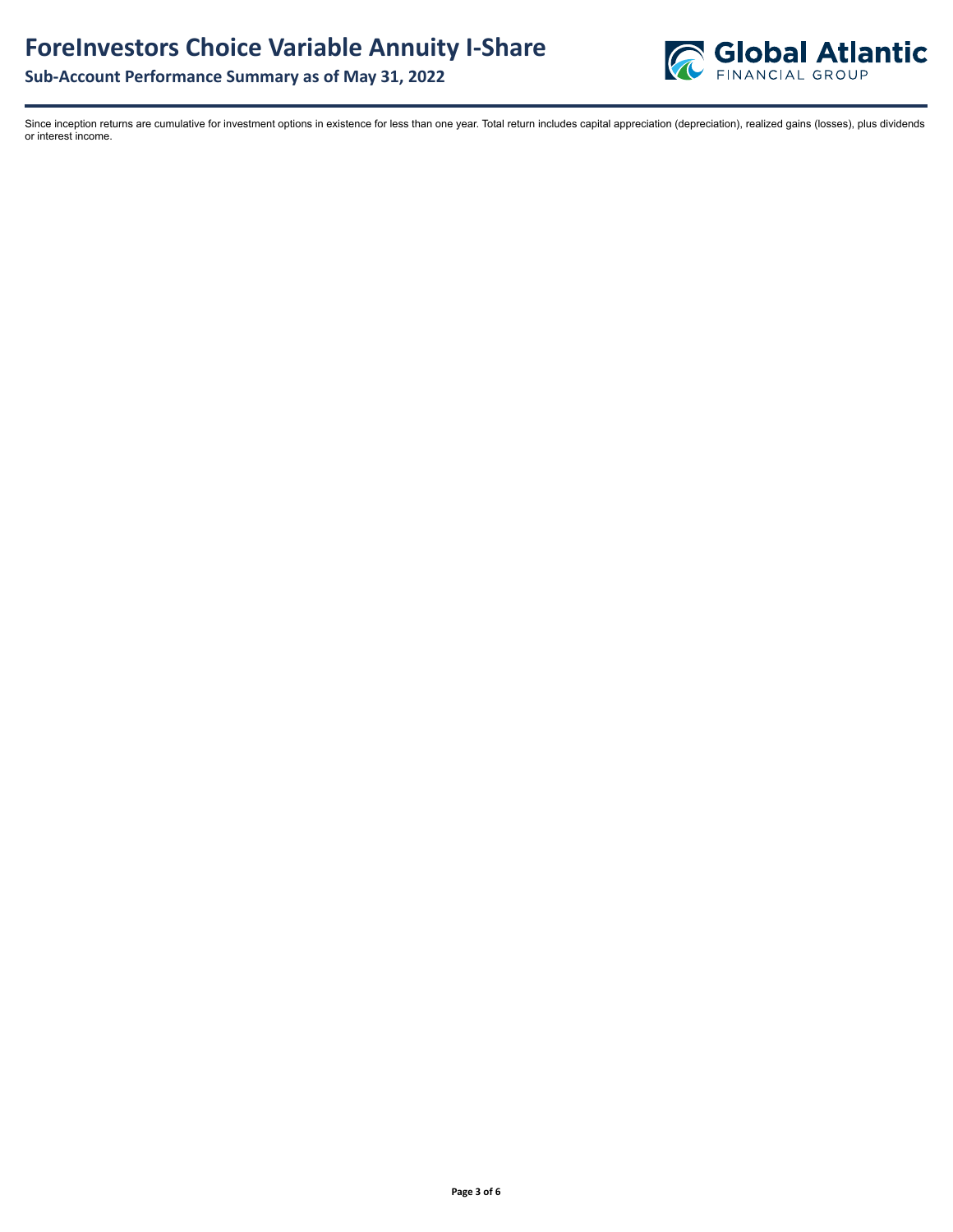Since inception returns are cumulative for investment options in existence for less than one year. Total return includes capital appreciation (depreciation), realized gains (losses), plus dividends or interest income.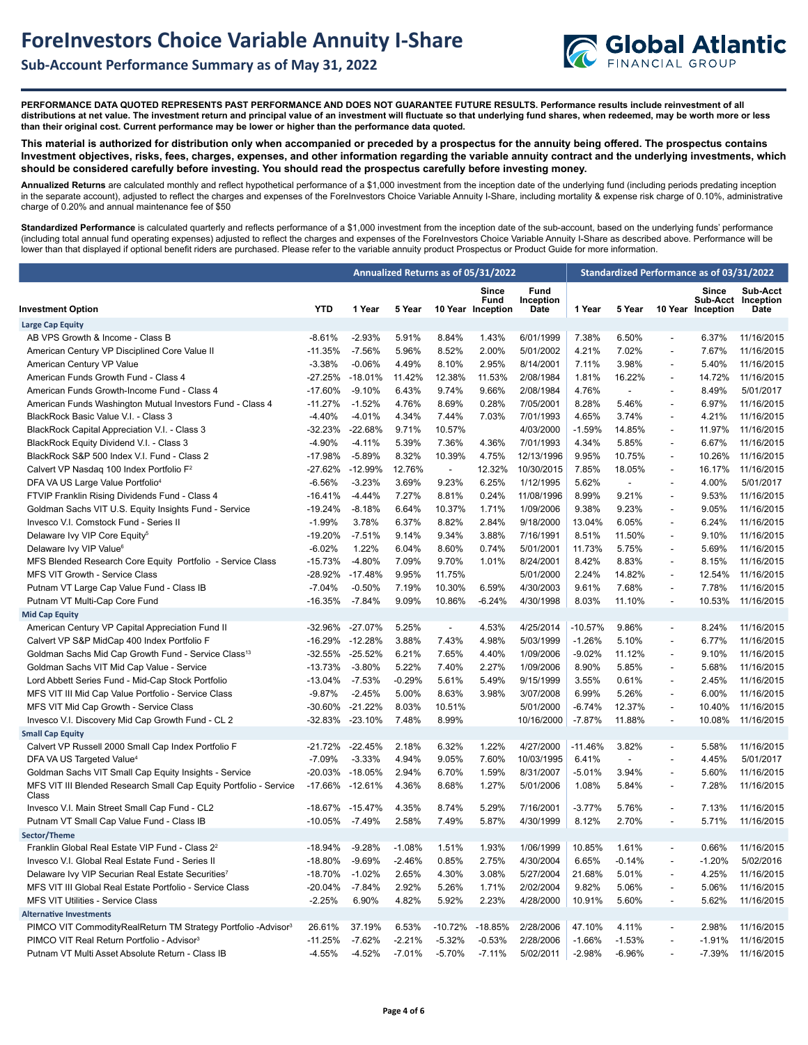# ForeInvestors Choice Variable Annuity I-Share

## Sub-Account Performance Summary as of May 31, 2022

**PERFORMANCE DATA QUOTED REPRESENTS PAST PERFORMANCE AND DOES NOT GUARANTEE FUTURE RESULTS. Performance results include reinvestment of all distributions at net value. The investment return and principal value of an investment will fluctuate so that underlying fund shares, when redeemed, may be worth more or less than their original cost. Current performance may be lower or higher than the performance data quoted.**

**This material is authorized for distribution only when accompanied or preceded by a prospectus for the annuity being offered. The prospectus contains Investment objectives, risks, fees, charges, expenses, and other information regarding the variable annuity contract and the underlying investments, which should be considered carefully before investing. You should read the prospectus carefully before investing money.**

**Annualized Returns** are calculated monthly and reflect hypothetical performance of a $1,000 investment from the inception date of the underlying fund (including periods predating inception in the separate account), adjusted to reflect the charges and expenses of the ForeInvestors Choice Variable Annuity I-Share, including mortality & expense risk charge of 0.10%, administrative charge of 0.20% and annual maintenance fee of $50

**Standardized Performance** is calculated quarterly and reflects performance of a $1,000 investment from the inception date of the sub-account, based on the underlying funds' performance (including total annual fund operating expenses) adjusted to reflect the charges and expenses of the ForeInvestors Choice Variable Annuity I-Share as described above. Performance will be lower than that displayed if optional benefit riders are purchased. Please refer to the variable annuity product Prospectus or Product Guide for more information.

| | Annualized Returns as of 05/31/2022 | | | | | | Standardized Performance as of 03/31/2022 | | | | |
|---|---|---|---|---|---|---|---|---|---|---|---|
| **Investment Option** | **YTD** | **1 Year** | **5 Year** | **10 Year** | **Since Fund Inception** | **Fund Inception Date** | **1 Year** | **5 Year** | **10 Year** | **Since Sub-Acct Inception** | **Sub-Acct Inception Date** |
| **Large Cap Equity** | | | | | | | | | | | |
| AB VPS Growth & Income - Class B | -8.61% | -2.93% | 5.91% | 8.84% | 1.43% | 6/01/1999 | 7.38% | 6.50% | - | 6.37% | 11/16/2015 |
| American Century VP Disciplined Core Value II | -11.35% | -7.56% | 5.96% | 8.52% | 2.00% | 5/01/2002 | 4.21% | 7.02% | - | 7.67% | 11/16/2015 |
| American Century VP Value | -3.38% | -0.06% | 4.49% | 8.10% | 2.95% | 8/14/2001 | 7.11% | 3.98% | - | 5.40% | 11/16/2015 |
| American Funds Growth Fund - Class 4 | -27.25% | -18.01% | 11.42% | 12.38% | 11.53% | 2/08/1984 | 1.81% | 16.22% | - | 14.72% | 11/16/2015 |
| American Funds Growth-Income Fund - Class 4 | -17.60% | -9.10% | 6.43% | 9.74% | 9.66% | 2/08/1984 | 4.76% | - | - | 8.49% | 5/01/2017 |
| American Funds Washington Mutual Investors Fund - Class 4 | -11.27% | -1.52% | 4.76% | 8.69% | 0.28% | 7/05/2001 | 8.28% | 5.46% | - | 6.97% | 11/16/2015 |
| BlackRock Basic Value V.I. - Class 3 | -4.40% | -4.01% | 4.34% | 7.44% | 7.03% | 7/01/1993 | 4.65% | 3.74% | - | 4.21% | 11/16/2015 |
| BlackRock Capital Appreciation V.I. - Class 3 | -32.23% | -22.68% | 9.71% | 10.57% | | 4/03/2000 | -1.59% | 14.85% | - | 11.97% | 11/16/2015 |
| BlackRock Equity Dividend V.I. - Class 3 | -4.90% | -4.11% | 5.39% | 7.36% | 4.36% | 7/01/1993 | 4.34% | 5.85% | - | 6.67% | 11/16/2015 |
| BlackRock S&P 500 Index V.I. Fund - Class 2 | -17.98% | -5.89% | 8.32% | 10.39% | 4.75% | 12/13/1996 | 9.95% | 10.75% | - | 10.26% | 11/16/2015 |
| Calvert VP Nasdaq 100 Index Portfolio F[2] | -27.62% | -12.99% | 12.76% | - | 12.32% | 10/30/2015 | 7.85% | 18.05% | - | 16.17% | 11/16/2015 |
| DFA VA US Large Value Portfolio[4] | -6.56% | -3.23% | 3.69% | 9.23% | 6.25% | 1/12/1995 | 5.62% | - | - | 4.00% | 5/01/2017 |
| FTVIP Franklin Rising Dividends Fund - Class 4 | -16.41% | -4.44% | 7.27% | 8.81% | 0.24% | 11/08/1996 | 8.99% | 9.21% | - | 9.53% | 11/16/2015 |
| Goldman Sachs VIT U.S. Equity Insights Fund - Service | -19.24% | -8.18% | 6.64% | 10.37% | 1.71% | 1/09/2006 | 9.38% | 9.23% | - | 9.05% | 11/16/2015 |
| Invesco V.I. Comstock Fund - Series II | -1.99% | 3.78% | 6.37% | 8.82% | 2.84% | 9/18/2000 | 13.04% | 6.05% | - | 6.24% | 11/16/2015 |
| Delaware Ivy VIP Core Equity[5] | -19.20% | -7.51% | 9.14% | 9.34% | 3.88% | 7/16/1991 | 8.51% | 11.50% | - | 9.10% | 11/16/2015 |
| Delaware Ivy VIP Value[6] | -6.02% | 1.22% | 6.04% | 8.60% | 0.74% | 5/01/2001 | 11.73% | 5.75% | - | 5.69% | 11/16/2015 |
| MFS Blended Research Core Equity Portfolio - Service Class | -15.73% | -4.80% | 7.09% | 9.70% | 1.01% | 8/24/2001 | 8.42% | 8.83% | - | 8.15% | 11/16/2015 |
| MFS VIT Growth - Service Class | -28.92% | -17.48% | 9.95% | 11.75% | | 5/01/2000 | 2.24% | 14.82% | - | 12.54% | 11/16/2015 |
| Putnam VT Large Cap Value Fund - Class IB | -7.04% | -0.50% | 7.19% | 10.30% | 6.59% | 4/30/2003 | 9.61% | 7.68% | - | 7.78% | 11/16/2015 |
| Putnam VT Multi-Cap Core Fund | -16.35% | -7.84% | 9.09% | 10.86% | -6.24% | 4/30/1998 | 8.03% | 11.10% | - | 10.53% | 11/16/2015 |
| **Mid Cap Equity** | | | | | | | | | | | |
| American Century VP Capital Appreciation Fund II | -32.96% | -27.07% | 5.25% | - | 4.53% | 4/25/2014 | -10.57% | 9.86% | - | 8.24% | 11/16/2015 |
| Calvert VP S&P MidCap 400 Index Portfolio F | -16.29% | -12.28% | 3.88% | 7.43% | 4.98% | 5/03/1999 | -1.26% | 5.10% | - | 6.77% | 11/16/2015 |
| Goldman Sachs Mid Cap Growth Fund - Service Class[13] | -32.55% | -25.52% | 6.21% | 7.65% | 4.40% | 1/09/2006 | -9.02% | 11.12% | - | 9.10% | 11/16/2015 |
| Goldman Sachs VIT Mid Cap Value - Service | -13.73% | -3.80% | 5.22% | 7.40% | 2.27% | 1/09/2006 | 8.90% | 5.85% | - | 5.68% | 11/16/2015 |
| Lord Abbett Series Fund - Mid-Cap Stock Portfolio | -13.04% | -7.53% | -0.29% | 5.61% | 5.49% | 9/15/1999 | 3.55% | 0.61% | - | 2.45% | 11/16/2015 |
| MFS VIT III Mid Cap Value Portfolio - Service Class | -9.87% | -2.45% | 5.00% | 8.63% | 3.98% | 3/07/2008 | 6.99% | 5.26% | - | 6.00% | 11/16/2015 |
| MFS VIT Mid Cap Growth - Service Class | -30.60% | -21.22% | 8.03% | 10.51% | | 5/01/2000 | -6.74% | 12.37% | - | 10.40% | 11/16/2015 |
| Invesco V.I. Discovery Mid Cap Growth Fund - CL 2 | -32.83% | -23.10% | 7.48% | 8.99% | | 10/16/2000 | -7.87% | 11.88% | - | 10.08% | 11/16/2015 |
| **Small Cap Equity** | | | | | | | | | | | |
| Calvert VP Russell 2000 Small Cap Index Portfolio F | -21.72% | -22.45% | 2.18% | 6.32% | 1.22% | 4/27/2000 | -11.46% | 3.82% | - | 5.58% | 11/16/2015 |
| DFA VA US Targeted Value[4] | -7.09% | -3.33% | 4.94% | 9.05% | 7.60% | 10/03/1995 | 6.41% | - | - | 4.45% | 5/01/2017 |
| Goldman Sachs VIT Small Cap Equity Insights - Service | -20.03% | -18.05% | 2.94% | 6.70% | 1.59% | 8/31/2007 | -5.01% | 3.94% | - | 5.60% | 11/16/2015 |
| MFS VIT III Blended Research Small Cap Equity Portfolio - Service Class | -17.66% | -12.61% | 4.36% | 8.68% | 1.27% | 5/01/2006 | 1.08% | 5.84% | - | 7.28% | 11/16/2015 |
| Invesco V.I. Main Street Small Cap Fund - CL2 | -18.67% | -15.47% | 4.35% | 8.74% | 5.29% | 7/16/2001 | -3.77% | 5.76% | - | 7.13% | 11/16/2015 |
| Putnam VT Small Cap Value Fund - Class IB | -10.05% | -7.49% | 2.58% | 7.49% | 5.87% | 4/30/1999 | 8.12% | 2.70% | - | 5.71% | 11/16/2015 |
| **Sector/Theme** | | | | | | | | | | | |
| Franklin Global Real Estate VIP Fund - Class 2[2] | -18.94% | -9.28% | -1.08% | 1.51% | 1.93% | 1/06/1999 | 10.85% | 1.61% | - | 0.66% | 11/16/2015 |
| Invesco V.I. Global Real Estate Fund - Series II | -18.80% | -9.69% | -2.46% | 0.85% | 2.75% | 4/30/2004 | 6.65% | -0.14% | - | -1.20% | 5/02/2016 |
| Delaware Ivy VIP Securian Real Estate Securities[7] | -18.70% | -1.02% | 2.65% | 4.30% | 3.08% | 5/27/2004 | 21.68% | 5.01% | - | 4.25% | 11/16/2015 |
| MFS VIT III Global Real Estate Portfolio - Service Class | -20.04% | -7.84% | 2.92% | 5.26% | 1.71% | 2/02/2004 | 9.82% | 5.06% | - | 5.06% | 11/16/2015 |
| MFS VIT Utilities - Service Class | -2.25% | 6.90% | 4.82% | 5.92% | 2.23% | 4/28/2000 | 10.91% | 5.60% | - | 5.62% | 11/16/2015 |
| **Alternative Investments** | | | | | | | | | | | |
| PIMCO VIT CommodityRealReturn TM Strategy Portfolio -Advisor[3] | 26.61% | 37.19% | 6.53% | -10.72% | -18.85% | 2/28/2006 | 47.10% | 4.11% | - | 2.98% | 11/16/2015 |
| PIMCO VIT Real Return Portfolio - Advisor[3] | -11.25% | -7.62% | -2.21% | -5.32% | -0.53% | 2/28/2006 | -1.66% | -1.53% | - | -1.91% | 11/16/2015 |
| Putnam VT Multi Asset Absolute Return - Class IB | -4.55% | -4.52% | -7.01% | -5.70% | -7.11% | 5/02/2011 | -2.98% | -6.96% | - | -7.39% | 11/16/2015 |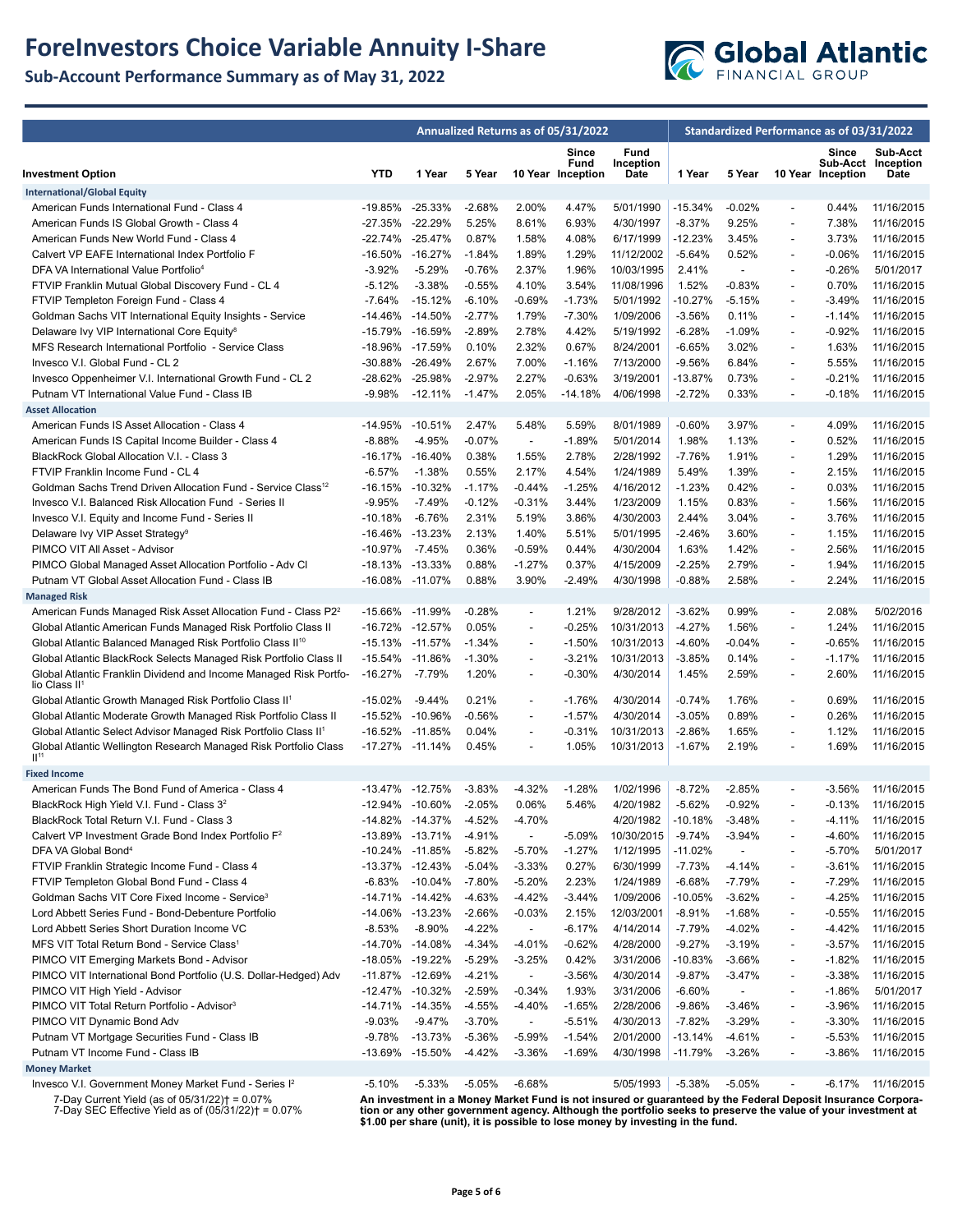# ForeInvestors Choice Variable Annuity I-Share

## Sub-Account Performance Summary as of May 31, 2022

| Investment Option | Annualized Returns as of 05/31/2022 | | | | | | Standardized Performance as of 03/31/2022 | | | | |
|---|---|---|---|---|---|---|---|---|---|---|---|
| | YTD | 1 Year | 5 Year | 10 Year | Since Fund Inception | Fund Inception Date | 1 Year | 5 Year | 10 Year | Since Sub-Acct Inception | Sub-Acct Inception Date |
| **International/Global Equity** | | | | | | | | | | | |
| American Funds International Fund - Class 4 | -19.85% | -25.33% | -2.68% | 2.00% | 4.47% | 5/01/1990 | -15.34% | -0.02% | - | 0.44% | 11/16/2015 |
| American Funds IS Global Growth - Class 4 | -27.35% | -22.29% | 5.25% | 8.61% | 6.93% | 4/30/1997 | -8.37% | 9.25% | - | 7.38% | 11/16/2015 |
| American Funds New World Fund - Class 4 | -22.74% | -25.47% | 0.87% | 1.58% | 4.08% | 6/17/1999 | -12.23% | 3.45% | - | 3.73% | 11/16/2015 |
| Calvert VP EAFE International Index Portfolio F | -16.50% | -16.27% | -1.84% | 1.89% | 1.29% | 11/12/2002 | -5.64% | 0.52% | - | -0.06% | 11/16/2015 |
| DFA VA International Value Portfolio[4] | -3.92% | -5.29% | -0.76% | 2.37% | 1.96% | 10/03/1995 | 2.41% | - | - | -0.26% | 5/01/2017 |
| FTVIP Franklin Mutual Global Discovery Fund - CL 4 | -5.12% | -3.38% | -0.55% | 4.10% | 3.54% | 11/08/1996 | 1.52% | -0.83% | - | 0.70% | 11/16/2015 |
| FTVIP Templeton Foreign Fund - Class 4 | -7.64% | -15.12% | -6.10% | -0.69% | -1.73% | 5/01/1992 | -10.27% | -5.15% | - | -3.49% | 11/16/2015 |
| Goldman Sachs VIT International Equity Insights - Service | -14.46% | -14.50% | -2.77% | 1.79% | -7.30% | 1/09/2006 | -3.56% | 0.11% | - | -1.14% | 11/16/2015 |
| Delaware Ivy VIP International Core Equity[8] | -15.79% | -16.59% | -2.89% | 2.78% | 4.42% | 5/19/1992 | -6.28% | -1.09% | - | -0.92% | 11/16/2015 |
| MFS Research International Portfolio - Service Class | -18.96% | -17.59% | 0.10% | 2.32% | 0.67% | 8/24/2001 | -6.65% | 3.02% | - | 1.63% | 11/16/2015 |
| Invesco V.I. Global Fund - CL 2 | -30.88% | -26.49% | 2.67% | 7.00% | -1.16% | 7/13/2000 | -9.56% | 6.84% | - | 5.55% | 11/16/2015 |
| Invesco Oppenheimer V.I. International Growth Fund - CL 2 | -28.62% | -25.98% | -2.97% | 2.27% | -0.63% | 3/19/2001 | -13.87% | 0.73% | - | -0.21% | 11/16/2015 |
| Putnam VT International Value Fund - Class IB | -9.98% | -12.11% | -1.47% | 2.05% | -14.18% | 4/06/1998 | -2.72% | 0.33% | - | -0.18% | 11/16/2015 |
| **Asset Allocation** | | | | | | | | | | | |
| American Funds IS Asset Allocation - Class 4 | -14.95% | -10.51% | 2.47% | 5.48% | 5.59% | 8/01/1989 | -0.60% | 3.97% | - | 4.09% | 11/16/2015 |
| American Funds IS Capital Income Builder - Class 4 | -8.88% | -4.95% | -0.07% | - | -1.89% | 5/01/2014 | 1.98% | 1.13% | - | 0.52% | 11/16/2015 |
| BlackRock Global Allocation V.I. - Class 3 | -16.17% | -16.40% | 0.38% | 1.55% | 2.78% | 2/28/1992 | -7.76% | 1.91% | - | 1.29% | 11/16/2015 |
| FTVIP Franklin Income Fund - CL 4 | -6.57% | -1.38% | 0.55% | 2.17% | 4.54% | 1/24/1989 | 5.49% | 1.39% | - | 2.15% | 11/16/2015 |
| Goldman Sachs Trend Driven Allocation Fund - Service Class[12] | -16.15% | -10.32% | -1.17% | -0.44% | -1.25% | 4/16/2012 | -1.23% | 0.42% | - | 0.03% | 11/16/2015 |
| Invesco V.I. Balanced Risk Allocation Fund - Series II | -9.95% | -7.49% | -0.12% | -0.31% | 3.44% | 1/23/2009 | 1.15% | 0.83% | - | 1.56% | 11/16/2015 |
| Invesco V.I. Equity and Income Fund - Series II | -10.18% | -6.76% | 2.31% | 5.19% | 3.86% | 4/30/2003 | 2.44% | 3.04% | - | 3.76% | 11/16/2015 |
| Delaware Ivy VIP Asset Strategy[9] | -16.46% | -13.23% | 2.13% | 1.40% | 5.51% | 5/01/1995 | -2.46% | 3.60% | - | 1.15% | 11/16/2015 |
| PIMCO VIT All Asset - Advisor | -10.97% | -7.45% | 0.36% | -0.59% | 0.44% | 4/30/2004 | 1.63% | 1.42% | - | 2.56% | 11/16/2015 |
| PIMCO Global Managed Asset Allocation Portfolio - Adv Cl | -18.13% | -13.33% | 0.88% | -1.27% | 0.37% | 4/15/2009 | -2.25% | 2.79% | - | 1.94% | 11/16/2015 |
| Putnam VT Global Asset Allocation Fund - Class IB | -16.08% | -11.07% | 0.88% | 3.90% | -2.49% | 4/30/1998 | -0.88% | 2.58% | - | 2.24% | 11/16/2015 |
| **Managed Risk** | | | | | | | | | | | |
| American Funds Managed Risk Asset Allocation Fund - Class P2[2] | -15.66% | -11.99% | -0.28% | - | 1.21% | 9/28/2012 | -3.62% | 0.99% | - | 2.08% | 5/02/2016 |
| Global Atlantic American Funds Managed Risk Portfolio Class II | -16.72% | -12.57% | 0.05% | - | -0.25% | 10/31/2013 | -4.27% | 1.56% | - | 1.24% | 11/16/2015 |
| Global Atlantic Balanced Managed Risk Portfolio Class II[10] | -15.13% | -11.57% | -1.34% | - | -1.50% | 10/31/2013 | -4.60% | -0.04% | - | -0.65% | 11/16/2015 |
| Global Atlantic BlackRock Selects Managed Risk Portfolio Class II | -15.54% | -11.86% | -1.30% | - | -3.21% | 10/31/2013 | -3.85% | 0.14% | - | -1.17% | 11/16/2015 |
| Global Atlantic Franklin Dividend and Income Managed Risk Portfolio Class II[1] | -16.27% | -7.79% | 1.20% | - | -0.30% | 4/30/2014 | 1.45% | 2.59% | - | 2.60% | 11/16/2015 |
| Global Atlantic Growth Managed Risk Portfolio Class II[1] | -15.02% | -9.44% | 0.21% | - | -1.76% | 4/30/2014 | -0.74% | 1.76% | - | 0.69% | 11/16/2015 |
| Global Atlantic Moderate Growth Managed Risk Portfolio Class II | -15.52% | -10.96% | -0.56% | - | -1.57% | 4/30/2014 | -3.05% | 0.89% | - | 0.26% | 11/16/2015 |
| Global Atlantic Select Advisor Managed Risk Portfolio Class II[1] | -16.52% | -11.85% | 0.04% | - | -0.31% | 10/31/2013 | -2.86% | 1.65% | - | 1.12% | 11/16/2015 |
| Global Atlantic Wellington Research Managed Risk Portfolio Class II[11] | -17.27% | -11.14% | 0.45% | - | 1.05% | 10/31/2013 | -1.67% | 2.19% | - | 1.69% | 11/16/2015 |
| **Fixed Income** | | | | | | | | | | | |
| American Funds The Bond Fund of America - Class 4 | -13.47% | -12.75% | -3.83% | -4.32% | -1.28% | 1/02/1996 | -8.72% | -2.85% | - | -3.56% | 11/16/2015 |
| BlackRock High Yield V.I. Fund - Class 3[2] | -12.94% | -10.60% | -2.05% | 0.06% | 5.46% | 4/20/1982 | -5.62% | -0.92% | - | -0.13% | 11/16/2015 |
| BlackRock Total Return V.I. Fund - Class 3 | -14.82% | -14.37% | -4.52% | -4.70% | | 4/20/1982 | -10.18% | -3.48% | - | -4.11% | 11/16/2015 |
| Calvert VP Investment Grade Bond Index Portfolio F[2] | -13.89% | -13.71% | -4.91% | - | -5.09% | 10/30/2015 | -9.74% | -3.94% | - | -4.60% | 11/16/2015 |
| DFA VA Global Bond[4] | -10.24% | -11.85% | -5.82% | -5.70% | -1.27% | 1/12/1995 | -11.02% | - | - | -5.70% | 5/01/2017 |
| FTVIP Franklin Strategic Income Fund - Class 4 | -13.37% | -12.43% | -5.04% | -3.33% | 0.27% | 6/30/1999 | -7.73% | -4.14% | - | -3.61% | 11/16/2015 |
| FTVIP Templeton Global Bond Fund - Class 4 | -6.83% | -10.04% | -7.80% | -5.20% | 2.23% | 1/24/1989 | -6.68% | -7.79% | - | -7.29% | 11/16/2015 |
| Goldman Sachs VIT Core Fixed Income - Service[3] | -14.71% | -14.42% | -4.63% | -4.42% | -3.44% | 1/09/2006 | -10.05% | -3.62% | - | -4.25% | 11/16/2015 |
| Lord Abbett Series Fund - Bond-Debenture Portfolio | -14.06% | -13.23% | -2.66% | -0.03% | 2.15% | 12/03/2001 | -8.91% | -1.68% | - | -0.55% | 11/16/2015 |
| Lord Abbett Series Short Duration Income VC | -8.53% | -8.90% | -4.22% | - | -6.17% | 4/14/2014 | -7.79% | -4.02% | - | -4.42% | 11/16/2015 |
| MFS VIT Total Return Bond - Service Class[1] | -14.70% | -14.08% | -4.34% | -4.01% | -0.62% | 4/28/2000 | -9.27% | -3.19% | - | -3.57% | 11/16/2015 |
| PIMCO VIT Emerging Markets Bond - Advisor | -18.05% | -19.22% | -5.29% | -3.25% | 0.42% | 3/31/2006 | -10.83% | -3.66% | - | -1.82% | 11/16/2015 |
| PIMCO VIT International Bond Portfolio (U.S. Dollar-Hedged) Adv | -11.87% | -12.69% | -4.21% | - | -3.56% | 4/30/2014 | -9.87% | -3.47% | - | -3.38% | 11/16/2015 |
| PIMCO VIT High Yield - Advisor | -12.47% | -10.32% | -2.59% | -0.34% | 1.93% | 3/31/2006 | -6.60% | - | - | -1.86% | 5/01/2017 |
| PIMCO VIT Total Return Portfolio - Advisor[3] | -14.71% | -14.35% | -4.55% | -4.40% | -1.65% | 2/28/2006 | -9.86% | -3.46% | - | -3.96% | 11/16/2015 |
| PIMCO VIT Dynamic Bond Adv | -9.03% | -9.47% | -3.70% | - | -5.51% | 4/30/2013 | -7.82% | -3.29% | - | -3.30% | 11/16/2015 |
| Putnam VT Mortgage Securities Fund - Class IB | -9.78% | -13.73% | -5.36% | -5.99% | -1.54% | 2/01/2000 | -13.14% | -4.61% | - | -5.53% | 11/16/2015 |
| Putnam VT Income Fund - Class IB | -13.69% | -15.50% | -4.42% | -3.36% | -1.69% | 4/30/1998 | -11.79% | -3.26% | - | -3.86% | 11/16/2015 |
| **Money Market** | | | | | | | | | | | |
| Invesco V.I. Government Money Market Fund - Series I[2] | -5.10% | -5.33% | -5.05% | -6.68% | | 5/05/1993 | -5.38% | -5.05% | - | -6.17% | 11/16/2015 |

7-Day Current Yield (as of 05/31/22)† = 0.07%
7-Day SEC Effective Yield as of (05/31/22)† = 0.07%

**An investment in a Money Market Fund is not insured or guaranteed by the Federal Deposit Insurance Corporation or any other government agency. Although the portfolio seeks to preserve the value of your investment at $1.00 per share (unit), it is possible to lose money by investing in the fund.**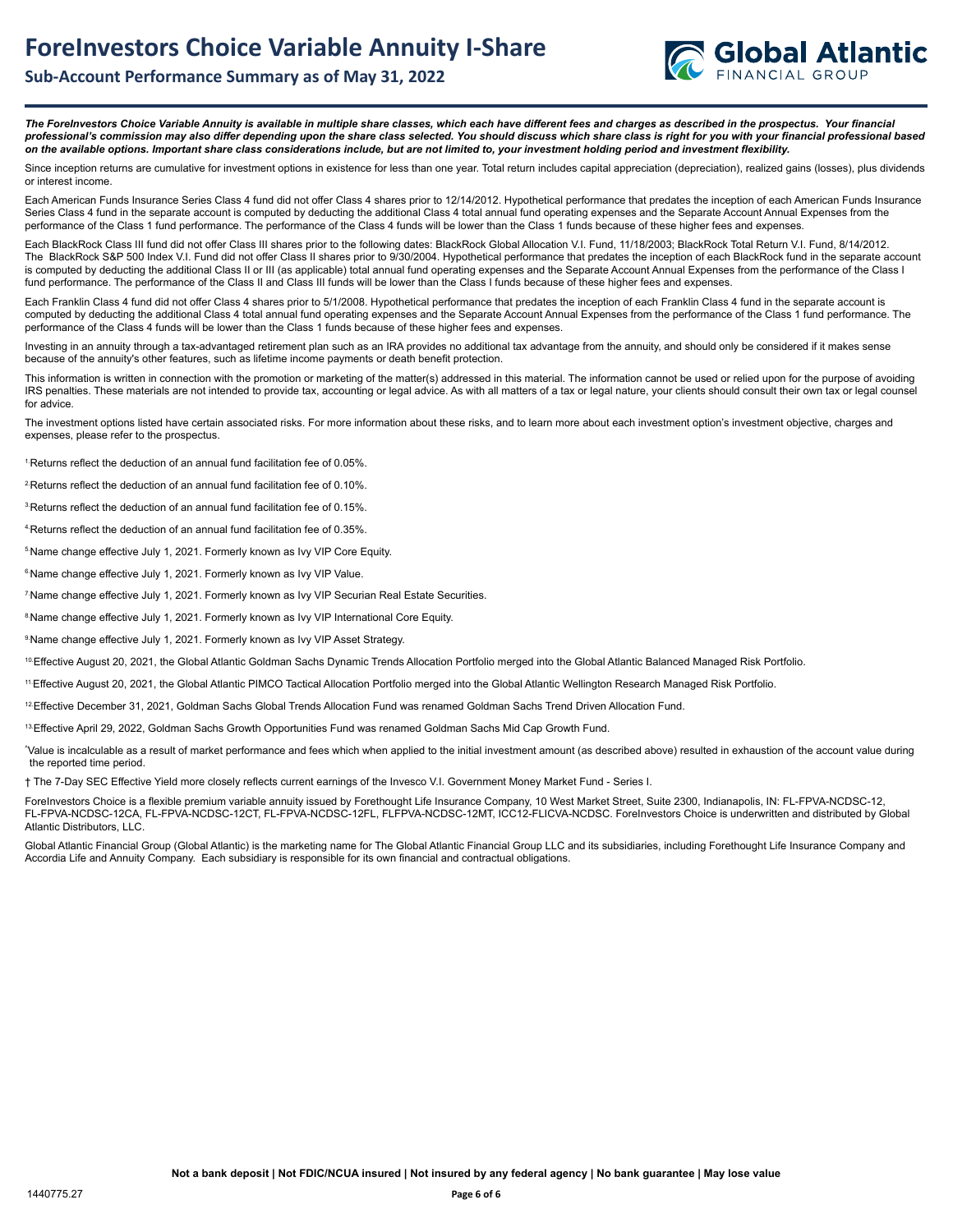# ForeInvestors Choice Variable Annuity I-Share

## Sub-Account Performance Summary as of May 31, 2022

***The ForeInvestors Choice Variable Annuity is available in multiple share classes, which each have different fees and charges as described in the prospectus. Your financial professional's commission may also differ depending upon the share class selected. You should discuss which share class is right for you with your financial professional based on the available options. Important share class considerations include, but are not limited to, your investment holding period and investment flexibility.***

Since inception returns are cumulative for investment options in existence for less than one year. Total return includes capital appreciation (depreciation), realized gains (losses), plus dividends or interest income.

Each American Funds Insurance Series Class 4 fund did not offer Class 4 shares prior to 12/14/2012. Hypothetical performance that predates the inception of each American Funds Insurance Series Class 4 fund in the separate account is computed by deducting the additional Class 4 total annual fund operating expenses and the Separate Account Annual Expenses from the performance of the Class 1 fund performance. The performance of the Class 4 funds will be lower than the Class 1 funds because of these higher fees and expenses.

Each BlackRock Class III fund did not offer Class III shares prior to the following dates: BlackRock Global Allocation V.I. Fund, 11/18/2003; BlackRock Total Return V.I. Fund, 8/14/2012. The BlackRock S&P 500 Index V.I. Fund did not offer Class II shares prior to 9/30/2004. Hypothetical performance that predates the inception of each BlackRock fund in the separate account is computed by deducting the additional Class II or III (as applicable) total annual fund operating expenses and the Separate Account Annual Expenses from the performance of the Class I fund performance. The performance of the Class II and Class III funds will be lower than the Class I funds because of these higher fees and expenses.

Each Franklin Class 4 fund did not offer Class 4 shares prior to 5/1/2008. Hypothetical performance that predates the inception of each Franklin Class 4 fund in the separate account is computed by deducting the additional Class 4 total annual fund operating expenses and the Separate Account Annual Expenses from the performance of the Class 1 fund performance. The performance of the Class 4 funds will be lower than the Class 1 funds because of these higher fees and expenses.

Investing in an annuity through a tax-advantaged retirement plan such as an IRA provides no additional tax advantage from the annuity, and should only be considered if it makes sense because of the annuity's other features, such as lifetime income payments or death benefit protection.

This information is written in connection with the promotion or marketing of the matter(s) addressed in this material. The information cannot be used or relied upon for the purpose of avoiding IRS penalties. These materials are not intended to provide tax, accounting or legal advice. As with all matters of a tax or legal nature, your clients should consult their own tax or legal counsel for advice.

The investment options listed have certain associated risks. For more information about these risks, and to learn more about each investment option's investment objective, charges and expenses, please refer to the prospectus.

[1] Returns reflect the deduction of an annual fund facilitation fee of 0.05%.

[2] Returns reflect the deduction of an annual fund facilitation fee of 0.10%.

[3] Returns reflect the deduction of an annual fund facilitation fee of 0.15%.

[4] Returns reflect the deduction of an annual fund facilitation fee of 0.35%.

[5] Name change effective July 1, 2021. Formerly known as Ivy VIP Core Equity.

[6] Name change effective July 1, 2021. Formerly known as Ivy VIP Value.

[7] Name change effective July 1, 2021. Formerly known as Ivy VIP Securian Real Estate Securities.

[8] Name change effective July 1, 2021. Formerly known as Ivy VIP International Core Equity.

[9] Name change effective July 1, 2021. Formerly known as Ivy VIP Asset Strategy.

[10] Effective August 20, 2021, the Global Atlantic Goldman Sachs Dynamic Trends Allocation Portfolio merged into the Global Atlantic Balanced Managed Risk Portfolio.

[11] Effective August 20, 2021, the Global Atlantic PIMCO Tactical Allocation Portfolio merged into the Global Atlantic Wellington Research Managed Risk Portfolio.

[12] Effective December 31, 2021, Goldman Sachs Global Trends Allocation Fund was renamed Goldman Sachs Trend Driven Allocation Fund.

[13] Effective April 29, 2022, Goldman Sachs Growth Opportunities Fund was renamed Goldman Sachs Mid Cap Growth Fund.

[*] Value is incalculable as a result of market performance and fees which when applied to the initial investment amount (as described above) resulted in exhaustion of the account value during the reported time period.

† The 7-Day SEC Effective Yield more closely reflects current earnings of the Invesco V.I. Government Money Market Fund - Series I.

ForeInvestors Choice is a flexible premium variable annuity issued by Forethought Life Insurance Company, 10 West Market Street, Suite 2300, Indianapolis, IN: FL-FPVA-NCDSC-12, FL-FPVA-NCDSC-12CA, FL-FPVA-NCDSC-12CT, FL-FPVA-NCDSC-12FL, FLFPVA-NCDSC-12MT, ICC12-FLICVA-NCDSC. ForeInvestors Choice is underwritten and distributed by Global Atlantic Distributors, LLC.

Global Atlantic Financial Group (Global Atlantic) is the marketing name for The Global Atlantic Financial Group LLC and its subsidiaries, including Forethought Life Insurance Company and Accordia Life and Annuity Company. Each subsidiary is responsible for its own financial and contractual obligations.

**Not a bank deposit | Not FDIC/NCUA insured | Not insured by any federal agency | No bank guarantee | May lose value**

1440775.27